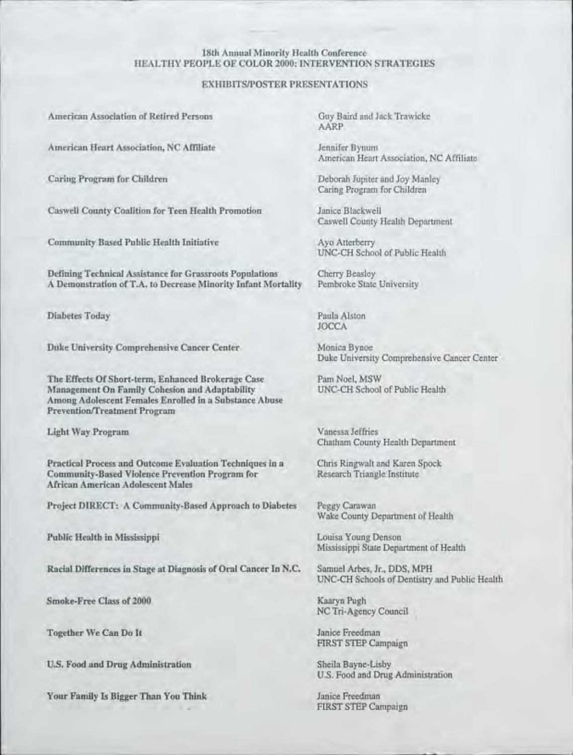18th Annual Minority Health Conference

HEALTHY PEOPLE OF COLOR 2000: INTERVENTION STRATEGIES

EXHIBITS/POSTER PRESENTATIONS

| | |
|---|---|
| American Association of Retired Persons | Guy Baird and Jack Trawicke<br>AARP |
| American Heart Association, NC Affiliate | Jennifer Bynum<br>American Heart Association, NC Affiliate |
| Caring Program for Children | Deborah Jupiter and Joy Manley<br>Caring Program for Children |
| Caswell County Coalition for Teen Health Promotion | Janice Blackwell<br>Caswell County Health Department |
| Community Based Public Health Initiative | Ayo Atterberry<br>UNC-CH School of Public Health |
| Defining Technical Assistance for Grassroots Populations<br>A Demonstration of T.A. to Decrease Minority Infant Mortality | Cherry Beasley<br>Pembroke State University |
| Diabetes Today | Paula Alston<br>JOCCA |
| Duke University Comprehensive Cancer Center | Monica Bynoe<br>Duke University Comprehensive Cancer Center |
| The Effects Of Short-term, Enhanced Brokerage Case Management On Family Cohesion and Adaptability Among Adolescent Females Enrolled in a Substance Abuse Prevention/Treatment Program | Pam Noel, MSW<br>UNC-CH School of Public Health |
| Light Way Program | Vanessa Jeffries<br>Chatham County Health Department |
| Practical Process and Outcome Evaluation Techniques in a Community-Based Violence Prevention Program for African American Adolescent Males | Chris Ringwalt and Karen Spock<br>Research Triangle Institute |
| Project DIRECT: A Community-Based Approach to Diabetes | Peggy Carawan<br>Wake County Department of Health |
| Public Health in Mississippi | Louisa Young Denson<br>Mississippi State Department of Health |
| Racial Differences in Stage at Diagnosis of Oral Cancer In N.C. | Samuel Arbes, Jr., DDS, MPH<br>UNC-CH Schools of Dentistry and Public Health |
| Smoke-Free Class of 2000 | Kaaryn Pugh<br>NC Tri-Agency Council |
| Together We Can Do It | Janice Freedman<br>FIRST STEP Campaign |
| U.S. Food and Drug Administration | Sheila Bayne-Lisby<br>U.S. Food and Drug Administration |
| Your Family Is Bigger Than You Think | Janice Freedman<br>FIRST STEP Campaign |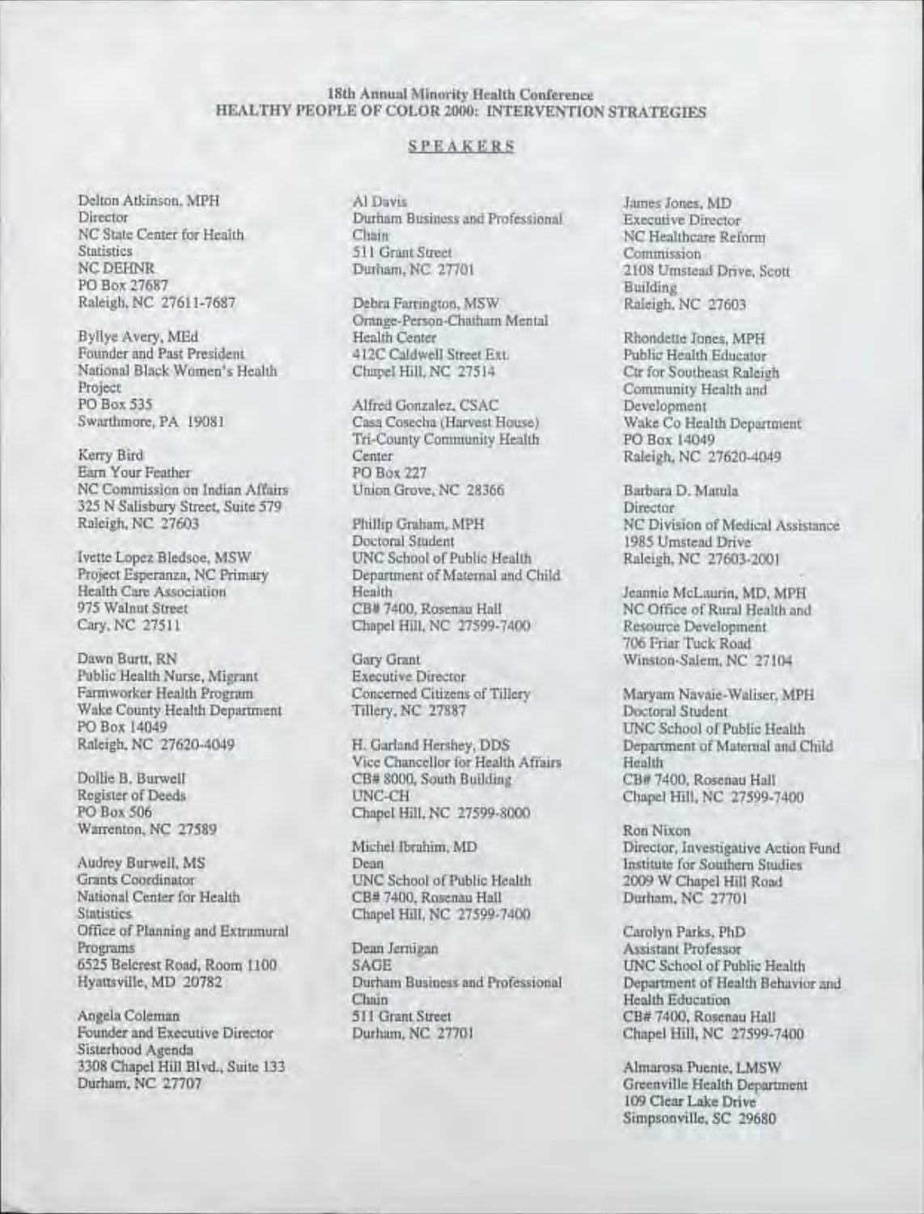18th Annual Minority Health Conference
HEALTHY PEOPLE OF COLOR 2000: INTERVENTION STRATEGIES

## SPEAKERS

Delton Atkinson, MPH
Director
NC State Center for Health Statistics
NC DEHNR
PO Box 27687
Raleigh, NC 27611-7687

Byllye Avery, MEd
Founder and Past President
National Black Women's Health Project
PO Box 535
Swarthmore, PA 19081

Kerry Bird
Earn Your Feather
NC Commission on Indian Affairs
325 N Salisbury Street, Suite 579
Raleigh, NC 27603

Ivette Lopez Bledsoe, MSW
Project Esperanza, NC Primary Health Care Association
975 Walnut Street
Cary, NC 27511

Dawn Burtt, RN
Public Health Nurse, Migrant Farmworker Health Program
Wake County Health Department
PO Box 14049
Raleigh, NC 27620-4049

Dollie B. Burwell
Register of Deeds
PO Box 506
Warrenton, NC 27589

Audrey Burwell, MS
Grants Coordinator
National Center for Health Statistics
Office of Planning and Extramural Programs
6525 Belcrest Road, Room 1100
Hyattsville, MD 20782

Angela Coleman
Founder and Executive Director
Sisterhood Agenda
3308 Chapel Hill Blvd., Suite 133
Durham, NC 27707

Al Davis
Durham Business and Professional Chain
511 Grant Street
Durham, NC 27701

Debra Farrington, MSW
Orange-Person-Chatham Mental Health Center
412C Caldwell Street Ext.
Chapel Hill, NC 27514

Alfred Gonzalez, CSAC
Casa Cosecha (Harvest House)
Tri-County Community Health Center
PO Box 227
Union Grove, NC 28366

Phillip Graham, MPH
Doctoral Student
UNC School of Public Health
Department of Maternal and Child Health
CB# 7400, Rosenau Hall
Chapel Hill, NC 27599-7400

Gary Grant
Executive Director
Concerned Citizens of Tillery
Tillery, NC 27887

H. Garland Hershey, DDS
Vice Chancellor for Health Affairs
CB# 8000, South Building
UNC-CH
Chapel Hill, NC 27599-8000

Michel Ibrahim, MD
Dean
UNC School of Public Health
CB# 7400, Rosenau Hall
Chapel Hill, NC 27599-7400

Dean Jernigan
SAGE
Durham Business and Professional Chain
511 Grant Street
Durham, NC 27701

James Jones, MD
Executive Director
NC Healthcare Reform Commission
2108 Umstead Drive, Scott Building
Raleigh, NC 27603

Rhondette Jones, MPH
Public Health Educator
Ctr for Southeast Raleigh Community Health and Development
Wake Co Health Department
PO Box 14049
Raleigh, NC 27620-4049

Barbara D. Matula
Director
NC Division of Medical Assistance
1985 Umstead Drive
Raleigh, NC 27603-2001

Jeannie McLaurin, MD, MPH
NC Office of Rural Health and Resource Development
706 Friar Tuck Road
Winston-Salem, NC 27104

Maryam Navaie-Waliser, MPH
Doctoral Student
UNC School of Public Health
Department of Maternal and Child Health
CB# 7400, Rosenau Hall
Chapel Hill, NC 27599-7400

Ron Nixon
Director, Investigative Action Fund
Institute for Southern Studies
2009 W Chapel Hill Road
Durham, NC 27701

Carolyn Parks, PhD
Assistant Professor
UNC School of Public Health
Department of Health Behavior and Health Education
CB# 7400, Rosenau Hall
Chapel Hill, NC 27599-7400

Almarosa Puente, LMSW
Greenville Health Department
109 Clear Lake Drive
Simpsonville, SC 29680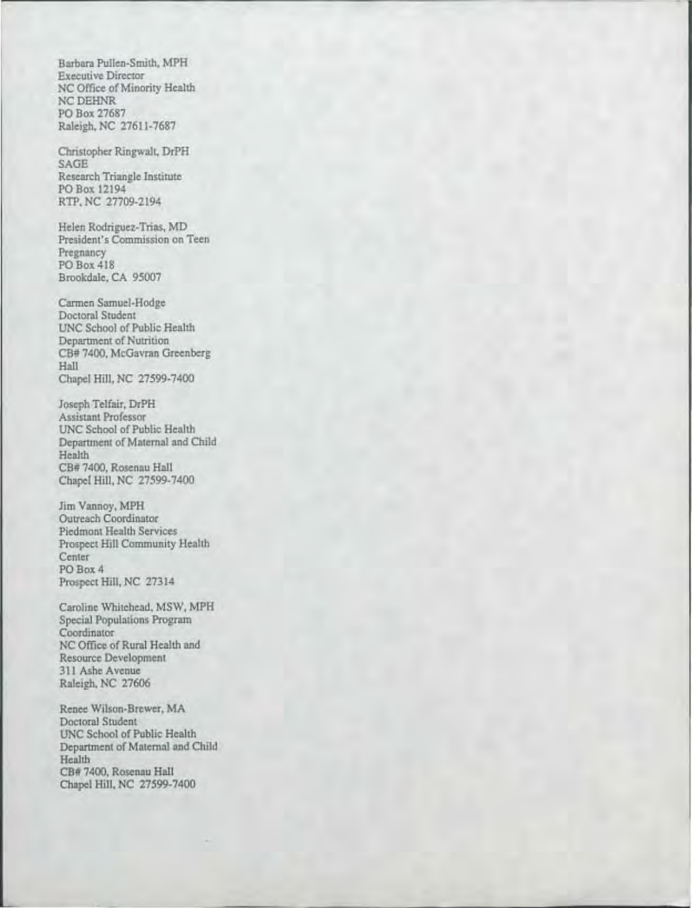Barbara Pullen-Smith, MPH
Executive Director
NC Office of Minority Health
NC DEHNR
PO Box 27687
Raleigh, NC 27611-7687

Christopher Ringwalt, DrPH
SAGE
Research Triangle Institute
PO Box 12194
RTP, NC 27709-2194

Helen Rodriguez-Trias, MD
President's Commission on Teen Pregnancy
PO Box 418
Brookdale, CA 95007

Carmen Samuel-Hodge
Doctoral Student
UNC School of Public Health
Department of Nutrition
CB# 7400, McGavran Greenberg Hall
Chapel Hill, NC 27599-7400

Joseph Telfair, DrPH
Assistant Professor
UNC School of Public Health
Department of Maternal and Child Health
CB# 7400, Rosenau Hall
Chapel Hill, NC 27599-7400

Jim Vannoy, MPH
Outreach Coordinator
Piedmont Health Services
Prospect Hill Community Health Center
PO Box 4
Prospect Hill, NC 27314

Caroline Whitehead, MSW, MPH
Special Populations Program Coordinator
NC Office of Rural Health and Resource Development
311 Ashe Avenue
Raleigh, NC 27606

Renee Wilson-Brewer, MA
Doctoral Student
UNC School of Public Health
Department of Maternal and Child Health
CB# 7400, Rosenau Hall
Chapel Hill, NC 27599-7400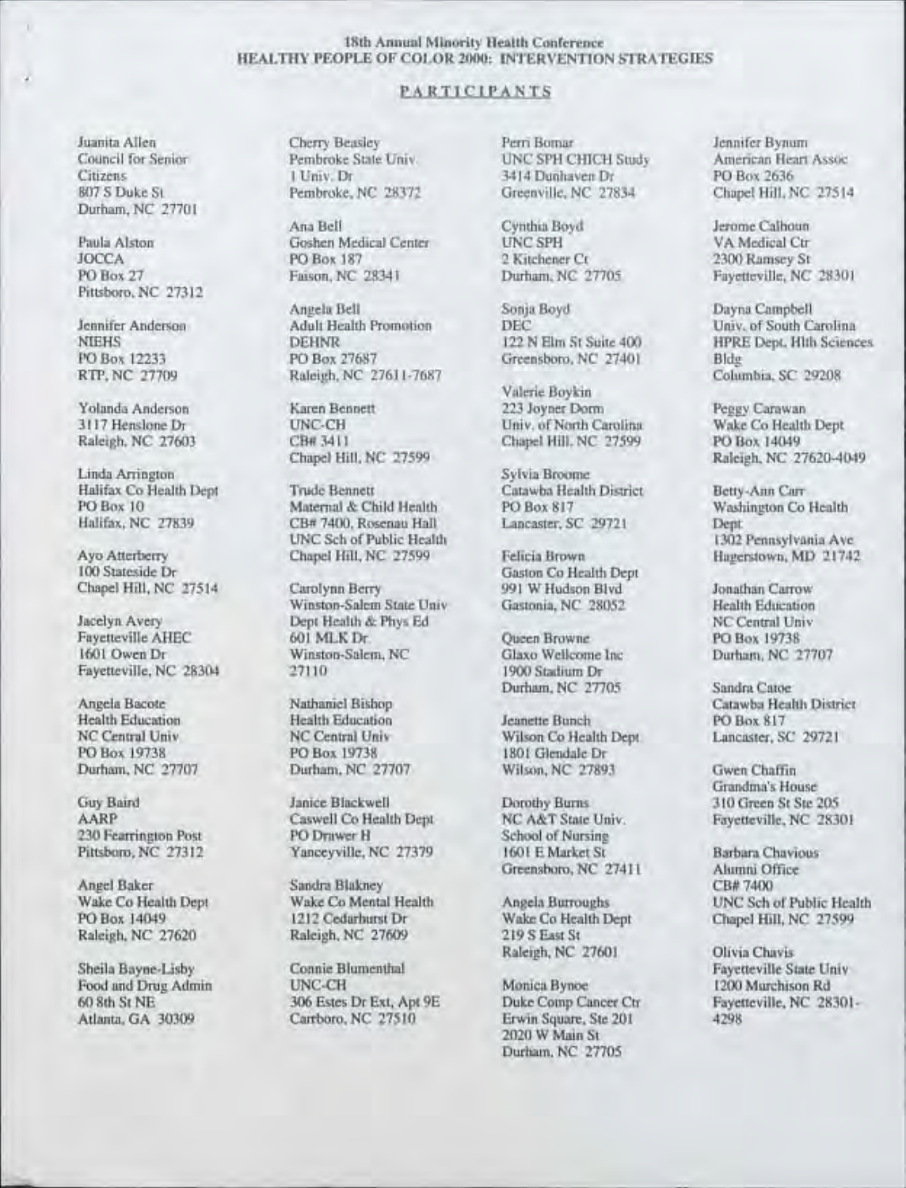18th Annual Minority Health Conference
HEALTHY PEOPLE OF COLOR 2000: INTERVENTION STRATEGIES

## PARTICIPANTS

Juanita Allen
Council for Senior Citizens
807 S Duke St
Durham, NC 27701

Paula Alston
JOCCA
PO Box 27
Pittsboro, NC 27312

Jennifer Anderson
NIEHS
PO Box 12233
RTP, NC 27709

Yolanda Anderson
3117 Henslone Dr
Raleigh, NC 27603

Linda Arrington
Halifax Co Health Dept
PO Box 10
Halifax, NC 27839

Ayo Atterberry
100 Stateside Dr
Chapel Hill, NC 27514

Jacelyn Avery
Fayetteville AHEC
1601 Owen Dr
Fayetteville, NC 28304

Angela Bacote
Health Education
NC Central Univ
PO Box 19738
Durham, NC 27707

Guy Baird
AARP
230 Fearrington Post
Pittsboro, NC 27312

Angel Baker
Wake Co Health Dept
PO Box 14049
Raleigh, NC 27620

Sheila Bayne-Lisby
Food and Drug Admin
60 8th St NE
Atlanta, GA 30309

Cherry Beasley
Pembroke State Univ
1 Univ. Dr
Pembroke, NC 28372

Ana Bell
Goshen Medical Center
PO Box 187
Faison, NC 28341

Angela Bell
Adult Health Promotion
DEHNR
PO Box 27687
Raleigh, NC 27611-7687

Karen Bennett
UNC-CH
CB# 3411
Chapel Hill, NC 27599

Trude Bennett
Maternal & Child Health
CB# 7400, Rosenau Hall
UNC Sch of Public Health
Chapel Hill, NC 27599

Carolynn Berry
Winston-Salem State Univ
Dept Health & Phys Ed
601 MLK Dr
Winston-Salem, NC 27110

Nathaniel Bishop
Health Education
NC Central Univ
PO Box 19738
Durham, NC 27707

Janice Blackwell
Caswell Co Health Dept
PO Drawer H
Yanceyville, NC 27379

Sandra Blakney
Wake Co Mental Health
1212 Cedarhurst Dr
Raleigh, NC 27609

Connie Blumenthal
UNC-CH
306 Estes Dr Ext, Apt 9E
Carrboro, NC 27510

Perri Bomar
UNC SPH CHICH Study
3414 Dunhaven Dr
Greenville, NC 27834

Cynthia Boyd
UNC SPH
2 Kitchener Ct
Durham, NC 27705

Sonja Boyd
DEC
122 N Elm St Suite 400
Greensboro, NC 27401

Valerie Boykin
223 Joyner Dorm
Univ. of North Carolina
Chapel Hill, NC 27599

Sylvia Broome
Catawba Health District
PO Box 817
Lancaster, SC 29721

Felicia Brown
Gaston Co Health Dept
991 W Hudson Blvd
Gastonia, NC 28052

Queen Browne
Glaxo Wellcome Inc
1900 Stadium Dr
Durham, NC 27705

Jeanette Bunch
Wilson Co Health Dept
1801 Glendale Dr
Wilson, NC 27893

Dorothy Burns
NC A&T State Univ.
School of Nursing
1601 E Market St
Greensboro, NC 27411

Angela Burroughs
Wake Co Health Dept
219 S East St
Raleigh, NC 27601

Monica Bynoe
Duke Comp Cancer Ctr
Erwin Square, Ste 201
2020 W Main St
Durham, NC 27705

Jennifer Bynum
American Heart Assoc
PO Box 2636
Chapel Hill, NC 27514

Jerome Calhoun
VA Medical Ctr
2300 Ramsey St
Fayetteville, NC 28301

Dayna Campbell
Univ. of South Carolina
HPRE Dept, Hlth Sciences Bldg
Columbia, SC 29208

Peggy Carawan
Wake Co Health Dept
PO Box 14049
Raleigh, NC 27620-4049

Betty-Ann Carr
Washington Co Health Dept
1302 Pennsylvania Ave
Hagerstown, MD 21742

Jonathan Carrow
Health Education
NC Central Univ
PO Box 19738
Durham, NC 27707

Sandra Catoe
Catawba Health District
PO Box 817
Lancaster, SC 29721

Gwen Chaffin
Grandma's House
310 Green St Ste 205
Fayetteville, NC 28301

Barbara Chavious
Alumni Office
CB# 7400
UNC Sch of Public Health
Chapel Hill, NC 27599

Olivia Chavis
Fayetteville State Univ
1200 Murchison Rd
Fayetteville, NC 28301-4298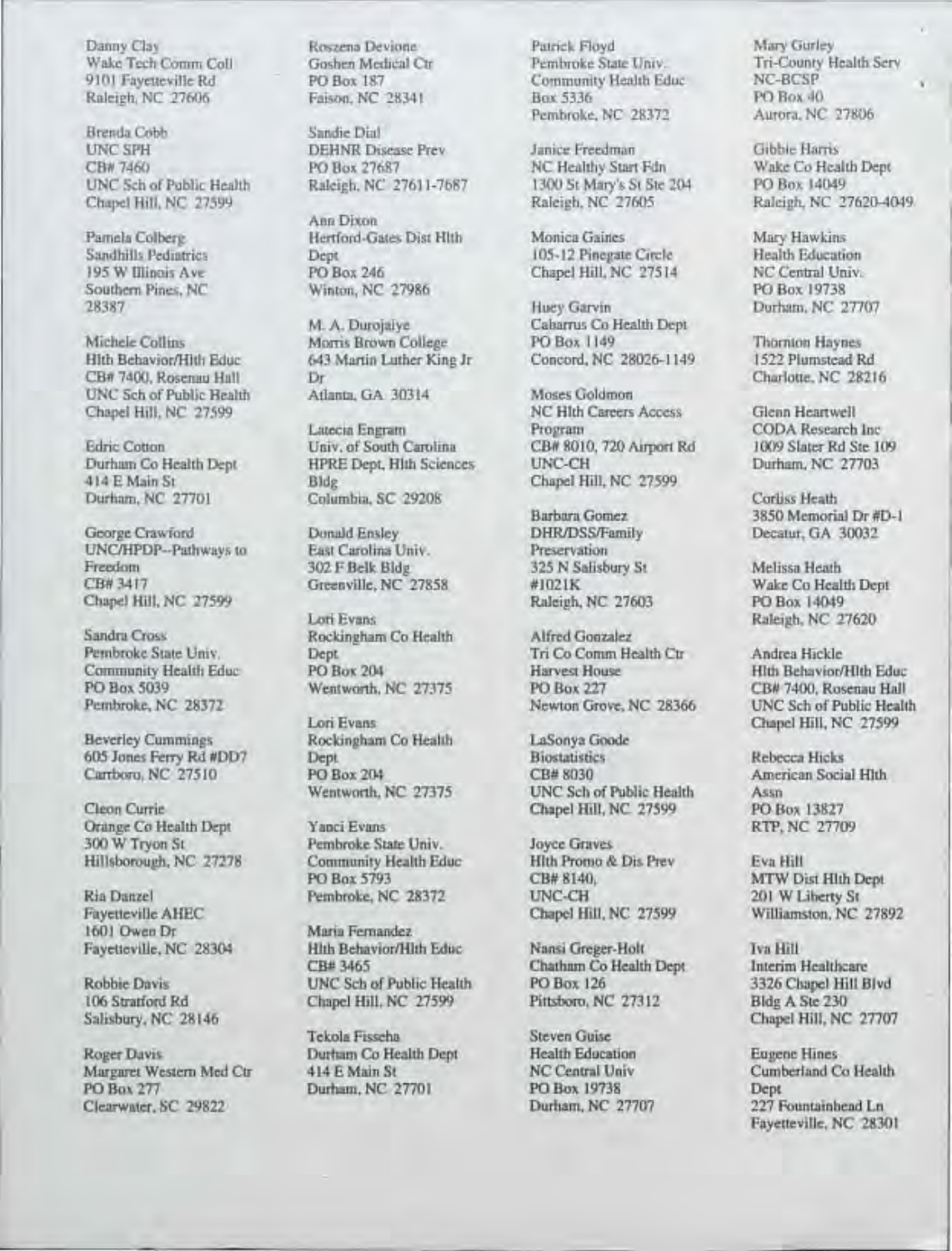Danny Clay
Wake Tech Comm Coll
9101 Fayetteville Rd
Raleigh, NC 27606

Brenda Cobb
UNC SPH
CB# 7460
UNC Sch of Public Health
Chapel Hill, NC 27599

Pamela Colberg
Sandhills Pediatrics
195 W Illinois Ave
Southern Pines, NC
28387

Michele Collins
Hlth Behavior/Hlth Educ
CB# 7400, Rosenau Hall
UNC Sch of Public Health
Chapel Hill, NC 27599

Edric Cotton
Durham Co Health Dept
414 E Main St
Durham, NC 27701

George Crawford
UNC/HPDP--Pathways to
Freedom
CB# 3417
Chapel Hill, NC 27599

Sandra Cross
Pembroke State Univ.
Community Health Educ
PO Box 5039
Pembroke, NC 28372

Beverley Cummings
605 Jones Ferry Rd #DD7
Carrboro, NC 27510

Cleon Currie
Orange Co Health Dept
300 W Tryon St
Hillsborough, NC 27278

Ria Danzel
Fayetteville AHEC
1601 Owen Dr
Fayetteville, NC 28304

Robbie Davis
106 Stratford Rd
Salisbury, NC 28146

Roger Davis
Margaret Western Med Ctr
PO Box 277
Clearwater, SC 29822

Roszena Devione
Goshen Medical Ctr
PO Box 187
Faison, NC 28341

Sandie Dial
DEHNR Disease Prev
PO Box 27687
Raleigh, NC 27611-7687

Ann Dixon
Hertford-Gates Dist Hlth
Dept
PO Box 246
Winton, NC 27986

M. A. Durojaiye
Morris Brown College
643 Martin Luther King Jr
Dr
Atlanta, GA 30314

Latecia Engram
Univ. of South Carolina
HPRE Dept, Hlth Sciences
Bldg
Columbia, SC 29208

Donald Ensley
East Carolina Univ.
302 F Belk Bldg
Greenville, NC 27858

Lori Evans
Rockingham Co Health
Dept
PO Box 204
Wentworth, NC 27375

Lori Evans
Rockingham Co Health
Dept
PO Box 204
Wentworth, NC 27375

Yanci Evans
Pembroke State Univ.
Community Health Educ
PO Box 5793
Pembroke, NC 28372

Maria Fernandez
Hlth Behavior/Hlth Educ
CB# 3465
UNC Sch of Public Health
Chapel Hill, NC 27599

Tekola Fisseha
Durham Co Health Dept
414 E Main St
Durham, NC 27701

Patrick Floyd
Pembroke State Univ.
Community Health Educ
Box 5336
Pembroke, NC 28372

Janice Freedman
NC Healthy Start Fdn
1300 St Mary's St Ste 204
Raleigh, NC 27605

Monica Gaines
105-12 Pinegate Circle
Chapel Hill, NC 27514

Huey Garvin
Cabarrus Co Health Dept
PO Box 1149
Concord, NC 28026-1149

Moses Goldmon
NC Hlth Careers Access
Program
CB# 8010, 720 Airport Rd
UNC-CH
Chapel Hill, NC 27599

Barbara Gomez
DHR/DSS/Family
Preservation
325 N Salisbury St
#1021K
Raleigh, NC 27603

Alfred Gonzalez
Tri Co Comm Health Ctr
Harvest House
PO Box 227
Newton Grove, NC 28366

LaSonya Goode
Biostatistics
CB# 8030
UNC Sch of Public Health
Chapel Hill, NC 27599

Joyce Graves
Hlth Promo & Dis Prev
CB# 8140,
UNC-CH
Chapel Hill, NC 27599

Nansi Greger-Holt
Chatham Co Health Dept
PO Box 126
Pittsboro, NC 27312

Steven Guise
Health Education
NC Central Univ
PO Box 19738
Durham, NC 27707

Mary Gurley
Tri-County Health Serv
NC-BCSP
PO Box 40
Aurora, NC 27806

Gibbie Harris
Wake Co Health Dept
PO Box 14049
Raleigh, NC 27620-4049

Mary Hawkins
Health Education
NC Central Univ.
PO Box 19738
Durham, NC 27707

Thornton Haynes
1522 Plumstead Rd
Charlotte, NC 28216

Glenn Heartwell
CODA Research Inc
1009 Slater Rd Ste 109
Durham, NC 27703

Corliss Heath
3850 Memorial Dr #D-1
Decatur, GA 30032

Melissa Heath
Wake Co Health Dept
PO Box 14049
Raleigh, NC 27620

Andrea Hickle
Hlth Behavior/Hlth Educ
CB# 7400, Rosenau Hall
UNC Sch of Public Health
Chapel Hill, NC 27599

Rebecca Hicks
American Social Hlth
Assn
PO Box 13827
RTP, NC 27709

Eva Hill
MTW Dist Hlth Dept
201 W Liberty St
Williamston, NC 27892

Iva Hill
Interim Healthcare
3326 Chapel Hill Blvd
Bldg A Ste 230
Chapel Hill, NC 27707

Eugene Hines
Cumberland Co Health
Dept
227 Fountainhead Ln
Fayetteville, NC 28301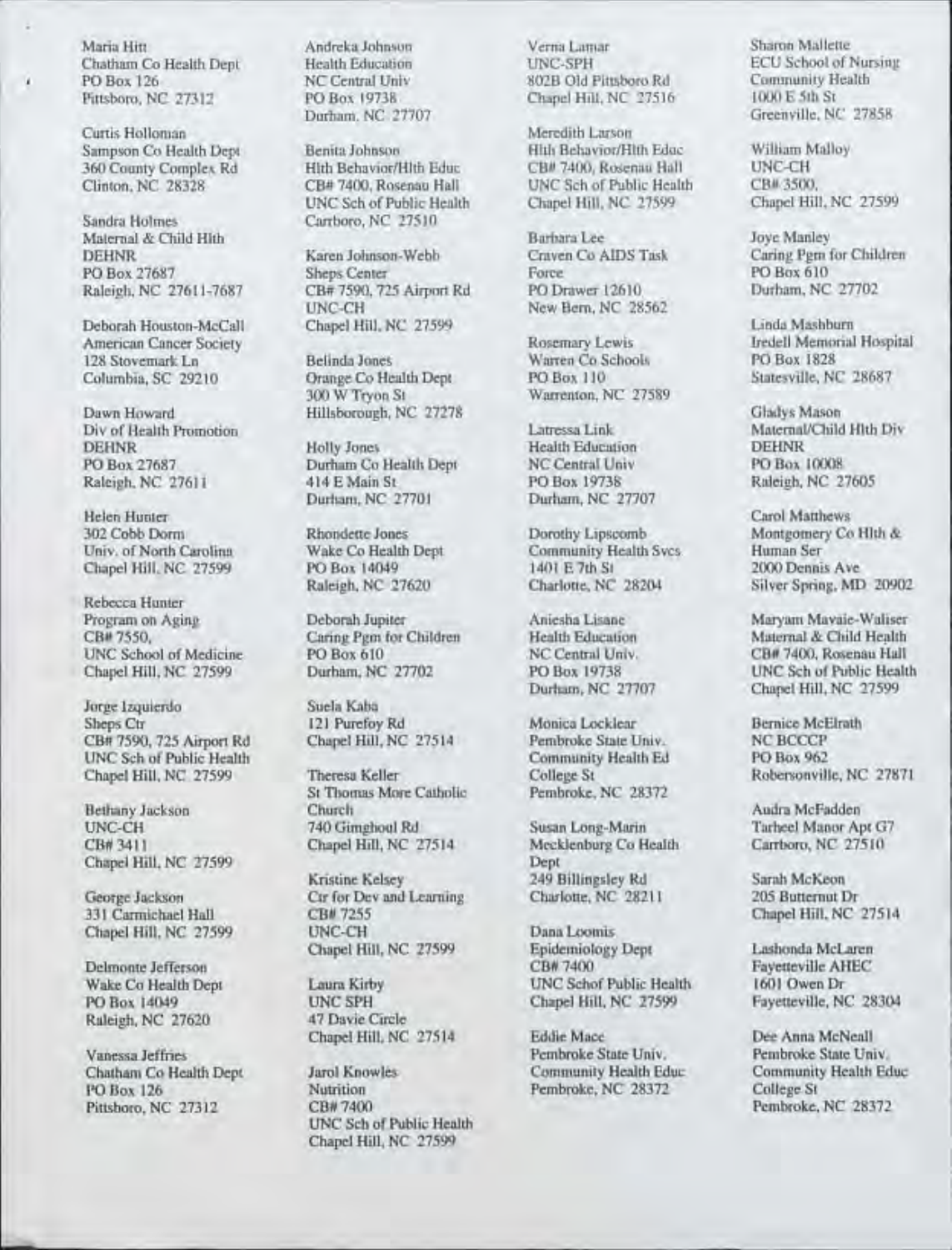Maria Hitt
Chatham Co Health Dept
PO Box 126
Pittsboro, NC 27312

Curtis Holloman
Sampson Co Health Dept
360 County Complex Rd
Clinton, NC 28328

Sandra Holmes
Maternal & Child Hlth
DEHNR
PO Box 27687
Raleigh, NC 27611-7687

Deborah Houston-McCall
American Cancer Society
128 Stovemark Ln
Columbia, SC 29210

Dawn Howard
Div of Health Promotion
DEHNR
PO Box 27687
Raleigh, NC 27611

Helen Hunter
302 Cobb Dorm
Univ. of North Carolina
Chapel Hill, NC 27599

Rebecca Hunter
Program on Aging
CB# 7550,
UNC School of Medicine
Chapel Hill, NC 27599

Jorge Izquierdo
Sheps Ctr
CB# 7590, 725 Airport Rd
UNC Sch of Public Health
Chapel Hill, NC 27599

Bethany Jackson
UNC-CH
CB# 3411
Chapel Hill, NC 27599

George Jackson
331 Carmichael Hall
Chapel Hill, NC 27599

Delmonte Jefferson
Wake Co Health Dept
PO Box 14049
Raleigh, NC 27620

Vanessa Jeffries
Chatham Co Health Dept
PO Box 126
Pittsboro, NC 27312

Andreka Johnson
Health Education
NC Central Univ
PO Box 19738
Durham, NC 27707

Benita Johnson
Hlth Behavior/Hlth Educ
CB# 7400, Rosenau Hall
UNC Sch of Public Health
Carrboro, NC 27510

Karen Johnson-Webb
Sheps Center
CB# 7590, 725 Airport Rd
UNC-CH
Chapel Hill, NC 27599

Belinda Jones
Orange Co Health Dept
300 W Tryon St
Hillsborough, NC 27278

Holly Jones
Durham Co Health Dept
414 E Main St
Durham, NC 27701

Rhondette Jones
Wake Co Health Dept
PO Box 14049
Raleigh, NC 27620

Deborah Jupiter
Caring Pgm for Children
PO Box 610
Durham, NC 27702

Suela Kaba
121 Purefoy Rd
Chapel Hill, NC 27514

Theresa Keller
St Thomas More Catholic Church
740 Gimghoul Rd
Chapel Hill, NC 27514

Kristine Kelsey
Ctr for Dev and Learning
CB# 7255
UNC-CH
Chapel Hill, NC 27599

Laura Kirby
UNC SPH
47 Davie Circle
Chapel Hill, NC 27514

Jarol Knowles
Nutrition
CB# 7400
UNC Sch of Public Health
Chapel Hill, NC 27599

Verna Lamar
UNC-SPH
802B Old Pittsboro Rd
Chapel Hill, NC 27516

Meredith Larson
Hlth Behavior/Hlth Educ
CB# 7400, Rosenau Hall
UNC Sch of Public Health
Chapel Hill, NC 27599

Barbara Lee
Craven Co AIDS Task Force
PO Drawer 12610
New Bern, NC 28562

Rosemary Lewis
Warren Co Schools
PO Box 110
Warrenton, NC 27589

Latressa Link
Health Education
NC Central Univ
PO Box 19738
Durham, NC 27707

Dorothy Lipscomb
Community Health Svcs
1401 E 7th St
Charlotte, NC 28204

Aniesha Lisane
Health Education
NC Central Univ.
PO Box 19738
Durham, NC 27707

Monica Locklear
Pembroke State Univ.
Community Health Ed
College St
Pembroke, NC 28372

Susan Long-Marin
Mecklenburg Co Health Dept
249 Billingsley Rd
Charlotte, NC 28211

Dana Loomis
Epidemiology Dept
CB# 7400
UNC Schof Public Health
Chapel Hill, NC 27599

Eddie Mace
Pembroke State Univ.
Community Health Educ
Pembroke, NC 28372

Sharon Mallette
ECU School of Nursing
Community Health
1000 E 5th St
Greenville, NC 27858

William Malloy
UNC-CH
CB# 3500,
Chapel Hill, NC 27599

Joye Manley
Caring Pgm for Children
PO Box 610
Durham, NC 27702

Linda Mashburn
Iredell Memorial Hospital
PO Box 1828
Statesville, NC 28687

Gladys Mason
Maternal/Child Hlth Div
DEHNR
PO Box 10008
Raleigh, NC 27605

Carol Matthews
Montgomery Co Hlth & Human Ser
2000 Dennis Ave
Silver Spring, MD 20902

Maryam Mavaie-Waliser
Maternal & Child Health
CB# 7400, Rosenau Hall
UNC Sch of Public Health
Chapel Hill, NC 27599

Bernice McElrath
NC BCCCP
PO Box 962
Robersonville, NC 27871

Audra McFadden
Tarheel Manor Apt G7
Carrboro, NC 27510

Sarah McKeon
205 Butternut Dr
Chapel Hill, NC 27514

Lashonda McLaren
Fayetteville AHEC
1601 Owen Dr
Fayetteville, NC 28304

Dee Anna McNeall
Pembroke State Univ.
Community Health Educ
College St
Pembroke, NC 28372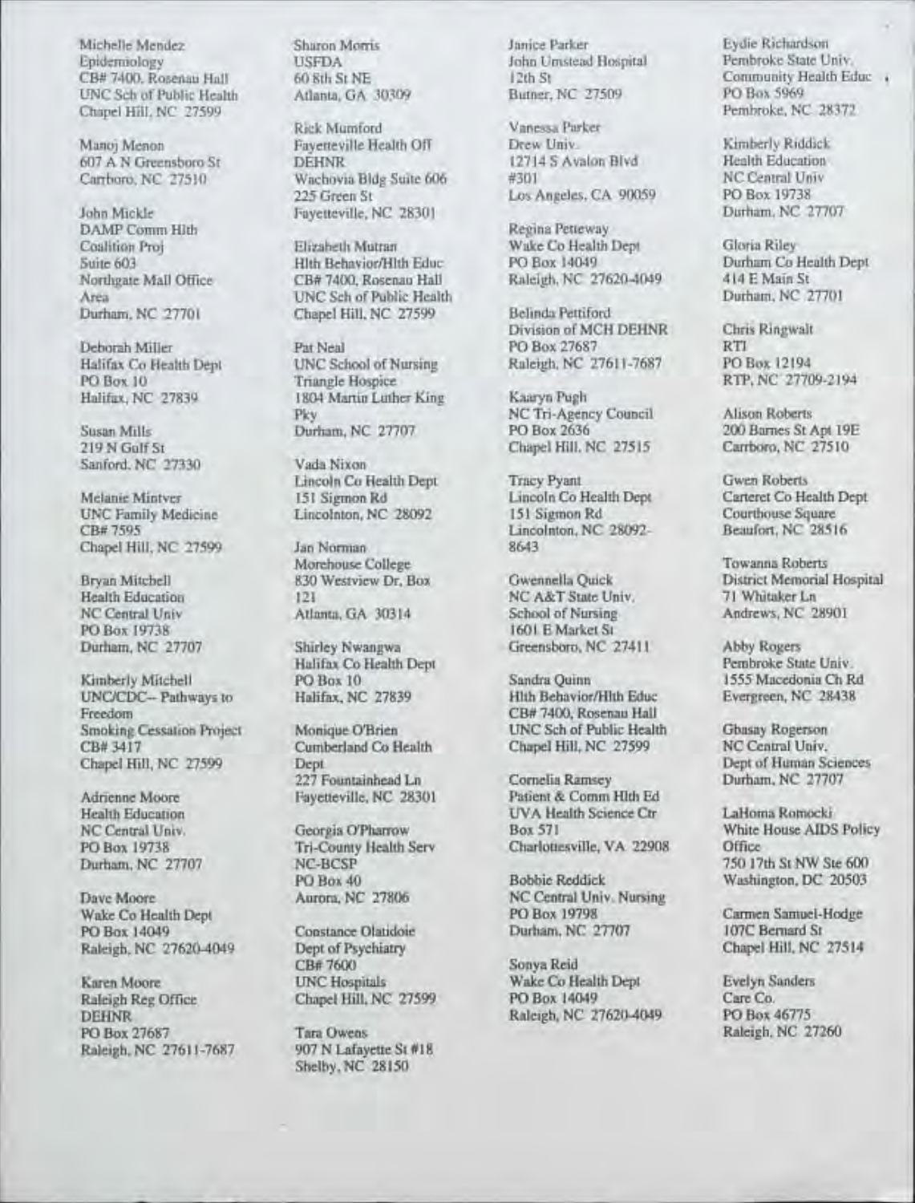Michelle Mendez
Epidemiology
CB# 7400, Rosenau Hall
UNC Sch of Public Health
Chapel Hill, NC 27599

Manoj Menon
607 A N Greensboro St
Carrboro, NC 27510

John Mickle
DAMP Comm Hlth
Coalition Proj
Suite 603
Northgate Mall Office
Area
Durham, NC 27701

Deborah Miller
Halifax Co Health Dept
PO Box 10
Halifax, NC 27839

Susan Mills
219 N Gulf St
Sanford, NC 27330

Melanie Mintver
UNC Family Medicine
CB# 7595
Chapel Hill, NC 27599

Bryan Mitchell
Health Education
NC Central Univ
PO Box 19738
Durham, NC 27707

Kimberly Mitchell
UNC/CDC-- Pathways to
Freedom
Smoking Cessation Project
CB# 3417
Chapel Hill, NC 27599

Adrienne Moore
Health Education
NC Central Univ.
PO Box 19738
Durham, NC 27707

Dave Moore
Wake Co Health Dept
PO Box 14049
Raleigh, NC 27620-4049

Karen Moore
Raleigh Reg Office
DEHNR
PO Box 27687
Raleigh, NC 27611-7687

Sharon Morris
USFDA
60 8th St NE
Atlanta, GA 30309

Rick Mumford
Fayetteville Health Off
DEHNR
Wachovia Bldg Suite 606
225 Green St
Fayetteville, NC 28301

Elizabeth Mutran
Hlth Behavior/Hlth Educ
CB# 7400, Rosenau Hall
UNC Sch of Public Health
Chapel Hill, NC 27599

Pat Neal
UNC School of Nursing
Triangle Hospice
1804 Martin Luther King
Pky
Durham, NC 27707

Vada Nixon
Lincoln Co Health Dept
151 Sigmon Rd
Lincolnton, NC 28092

Jan Norman
Morehouse College
830 Westview Dr, Box
121
Atlanta, GA 30314

Shirley Nwangwa
Halifax Co Health Dept
PO Box 10
Halifax, NC 27839

Monique O'Brien
Cumberland Co Health
Dept
227 Fountainhead Ln
Fayetteville, NC 28301

Georgia O'Pharrow
Tri-County Health Serv
NC-BCSP
PO Box 40
Aurora, NC 27806

Constance Olatidoie
Dept of Psychiatry
CB# 7600
UNC Hospitals
Chapel Hill, NC 27599

Tara Owens
907 N Lafayette St #18
Shelby, NC 28150

Janice Parker
John Umstead Hospital
12th St
Butner, NC 27509

Vanessa Parker
Drew Univ.
12714 S Avalon Blvd
#301
Los Angeles, CA 90059

Regina Petteway
Wake Co Health Dept
PO Box 14049
Raleigh, NC 27620-4049

Belinda Pettiford
Division of MCH DEHNR
PO Box 27687
Raleigh, NC 27611-7687

Kaaryn Pugh
NC Tri-Agency Council
PO Box 2636
Chapel Hill, NC 27515

Tracy Pyant
Lincoln Co Health Dept
151 Sigmon Rd
Lincolnton, NC 28092-
8643

Gwennella Quick
NC A&T State Univ.
School of Nursing
1601 E Market St
Greensboro, NC 27411

Sandra Quinn
Hlth Behavior/Hlth Educ
CB# 7400, Rosenau Hall
UNC Sch of Public Health
Chapel Hill, NC 27599

Cornelia Ramsey
Patient & Comm Hlth Ed
UVA Health Science Ctr
Box 571
Charlottesville, VA 22908

Bobbie Reddick
NC Central Univ. Nursing
PO Box 19798
Durham, NC 27707

Sonya Reid
Wake Co Health Dept
PO Box 14049
Raleigh, NC 27620-4049

Eydie Richardson
Pembroke State Univ.
Community Health Educ
PO Box 5969
Pembroke, NC 28372

Kimberly Riddick
Health Education
NC Central Univ
PO Box 19738
Durham, NC 27707

Gloria Riley
Durham Co Health Dept
414 E Main St
Durham, NC 27701

Chris Ringwalt
RTI
PO Box 12194
RTP, NC 27709-2194

Alison Roberts
200 Barnes St Apt 19E
Carrboro, NC 27510

Gwen Roberts
Carteret Co Health Dept
Courthouse Square
Beaufort, NC 28516

Towanna Roberts
District Memorial Hospital
71 Whitaker Ln
Andrews, NC 28901

Abby Rogers
Pembroke State Univ.
1555 Macedonia Ch Rd
Evergreen, NC 28438

Ghasay Rogerson
NC Central Univ.
Dept of Human Sciences
Durham, NC 27707

LaHoma Romocki
White House AIDS Policy
Office
750 17th St NW Ste 600
Washington, DC 20503

Carmen Samuel-Hodge
107C Bernard St
Chapel Hill, NC 27514

Evelyn Sanders
Care Co.
PO Box 46775
Raleigh, NC 27260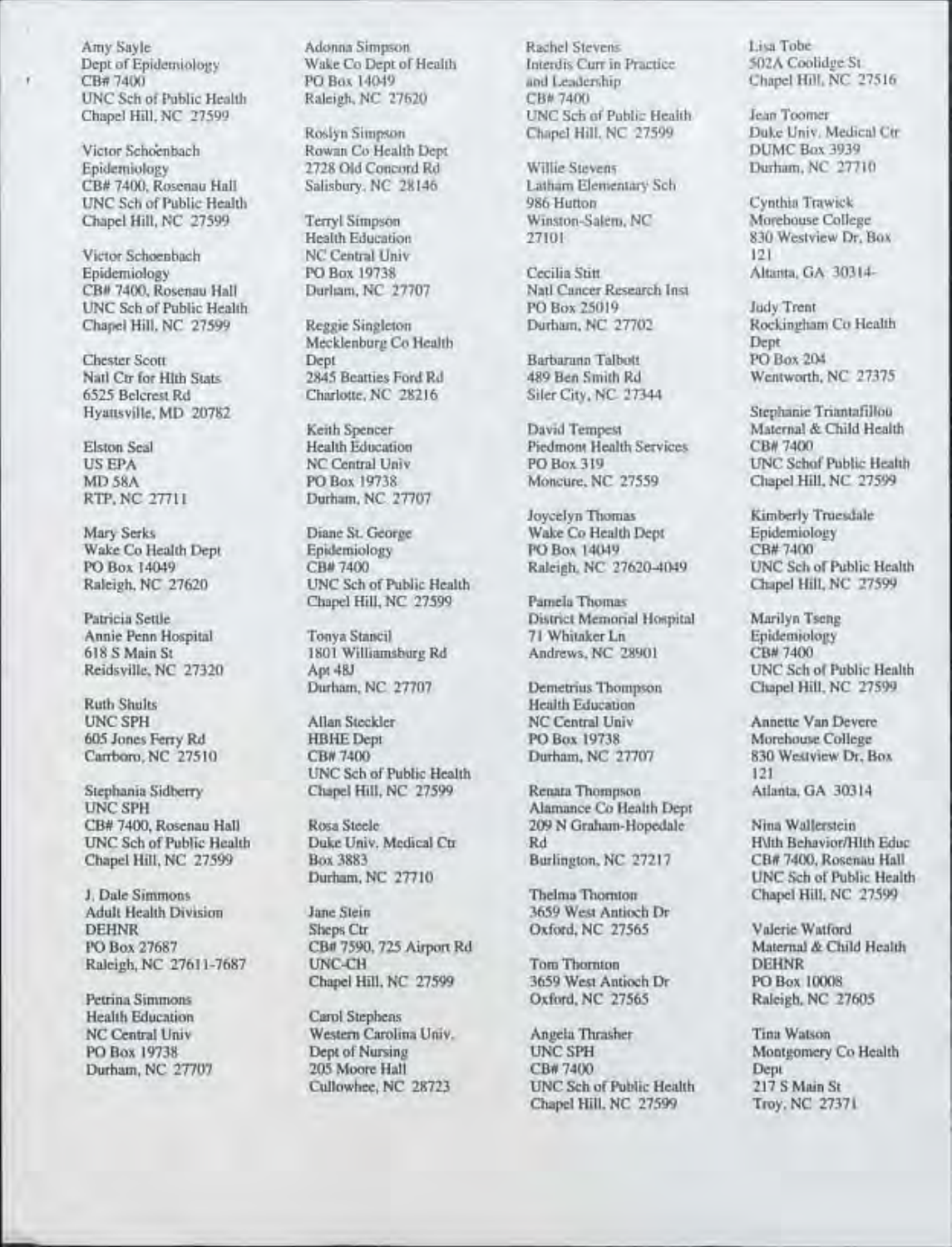Amy Sayle
Dept of Epidemiology
CB# 7400
UNC Sch of Public Health
Chapel Hill, NC 27599

Victor Schoenbach
Epidemiology
CB# 7400, Rosenau Hall
UNC Sch of Public Health
Chapel Hill, NC 27599

Victor Schoenbach
Epidemiology
CB# 7400, Rosenau Hall
UNC Sch of Public Health
Chapel Hill, NC 27599

Chester Scott
Natl Ctr for Hlth Stats
6525 Belcrest Rd
Hyattsville, MD 20782

Elston Seal
US EPA
MD 58A
RTP, NC 27711

Mary Serks
Wake Co Health Dept
PO Box 14049
Raleigh, NC 27620

Patricia Settle
Annie Penn Hospital
618 S Main St
Reidsville, NC 27320

Ruth Shults
UNC SPH
605 Jones Ferry Rd
Carrboro, NC 27510

Stephania Sidberry
UNC SPH
CB# 7400, Rosenau Hall
UNC Sch of Public Health
Chapel Hill, NC 27599

J. Dale Simmons
Adult Health Division
DEHNR
PO Box 27687
Raleigh, NC 27611-7687

Petrina Simmons
Health Education
NC Central Univ
PO Box 19738
Durham, NC 27707

Adonna Simpson
Wake Co Dept of Health
PO Box 14049
Raleigh, NC 27620

Roslyn Simpson
Rowan Co Health Dept
2728 Old Concord Rd
Salisbury, NC 28146

Terryl Simpson
Health Education
NC Central Univ
PO Box 19738
Durham, NC 27707

Reggie Singleton
Mecklenburg Co Health Dept
2845 Beatties Ford Rd
Charlotte, NC 28216

Keith Spencer
Health Education
NC Central Univ
PO Box 19738
Durham, NC 27707

Diane St. George
Epidemiology
CB# 7400
UNC Sch of Public Health
Chapel Hill, NC 27599

Tonya Stancil
1801 Williamsburg Rd
Apt 48J
Durham, NC 27707

Allan Steckler
HBHE Dept
CB# 7400
UNC Sch of Public Health
Chapel Hill, NC 27599

Rosa Steele
Duke Univ. Medical Ctr
Box 3883
Durham, NC 27710

Jane Stein
Sheps Ctr
CB# 7590, 725 Airport Rd
UNC-CH
Chapel Hill, NC 27599

Carol Stephens
Western Carolina Univ.
Dept of Nursing
205 Moore Hall
Cullowhee, NC 28723

Rachel Stevens
Interdis Curr in Practice and Leadership
CB# 7400
UNC Sch of Public Health
Chapel Hill, NC 27599

Willie Stevens
Latham Elementary Sch
986 Hutton
Winston-Salem, NC 27101

Cecilia Stitt
Natl Cancer Research Inst
PO Box 25019
Durham, NC 27702

Barbarann Talbott
489 Ben Smith Rd
Siler City, NC 27344

David Tempest
Piedmont Health Services
PO Box 319
Moncure, NC 27559

Joycelyn Thomas
Wake Co Health Dept
PO Box 14049
Raleigh, NC 27620-4049

Pamela Thomas
District Memorial Hospital
71 Whitaker Ln
Andrews, NC 28901

Demetrius Thompson
Health Education
NC Central Univ
PO Box 19738
Durham, NC 27707

Renata Thompson
Alamance Co Health Dept
209 N Graham-Hopedale Rd
Burlington, NC 27217

Thelma Thornton
3659 West Antioch Dr
Oxford, NC 27565

Tom Thornton
3659 West Antioch Dr
Oxford, NC 27565

Angela Thrasher
UNC SPH
CB# 7400
UNC Sch of Public Health
Chapel Hill, NC 27599

Lisa Tobe
502A Coolidge St
Chapel Hill, NC 27516

Jean Toomer
Duke Univ. Medical Ctr
DUMC Box 3939
Durham, NC 27710

Cynthia Trawick
Morehouse College
830 Westview Dr, Box 121
Atlanta, GA 30314-

Judy Trent
Rockingham Co Health Dept
PO Box 204
Wentworth, NC 27375

Stephanie Triantafillou
Maternal & Child Health
CB# 7400
UNC Schof Public Health
Chapel Hill, NC 27599

Kimberly Truesdale
Epidemiology
CB# 7400
UNC Sch of Public Health
Chapel Hill, NC 27599

Marilyn Tseng
Epidemiology
CB# 7400
UNC Sch of Public Health
Chapel Hill, NC 27599

Annette Van Devere
Morehouse College
830 Westview Dr, Box 121
Atlanta, GA 30314

Nina Wallerstein
Hlth Behavior/Hlth Educ
CB# 7400, Rosenau Hall
UNC Sch of Public Health
Chapel Hill, NC 27599

Valerie Watford
Maternal & Child Health
DEHNR
PO Box 10008
Raleigh, NC 27605

Tina Watson
Montgomery Co Health Dept
217 S Main St
Troy, NC 27371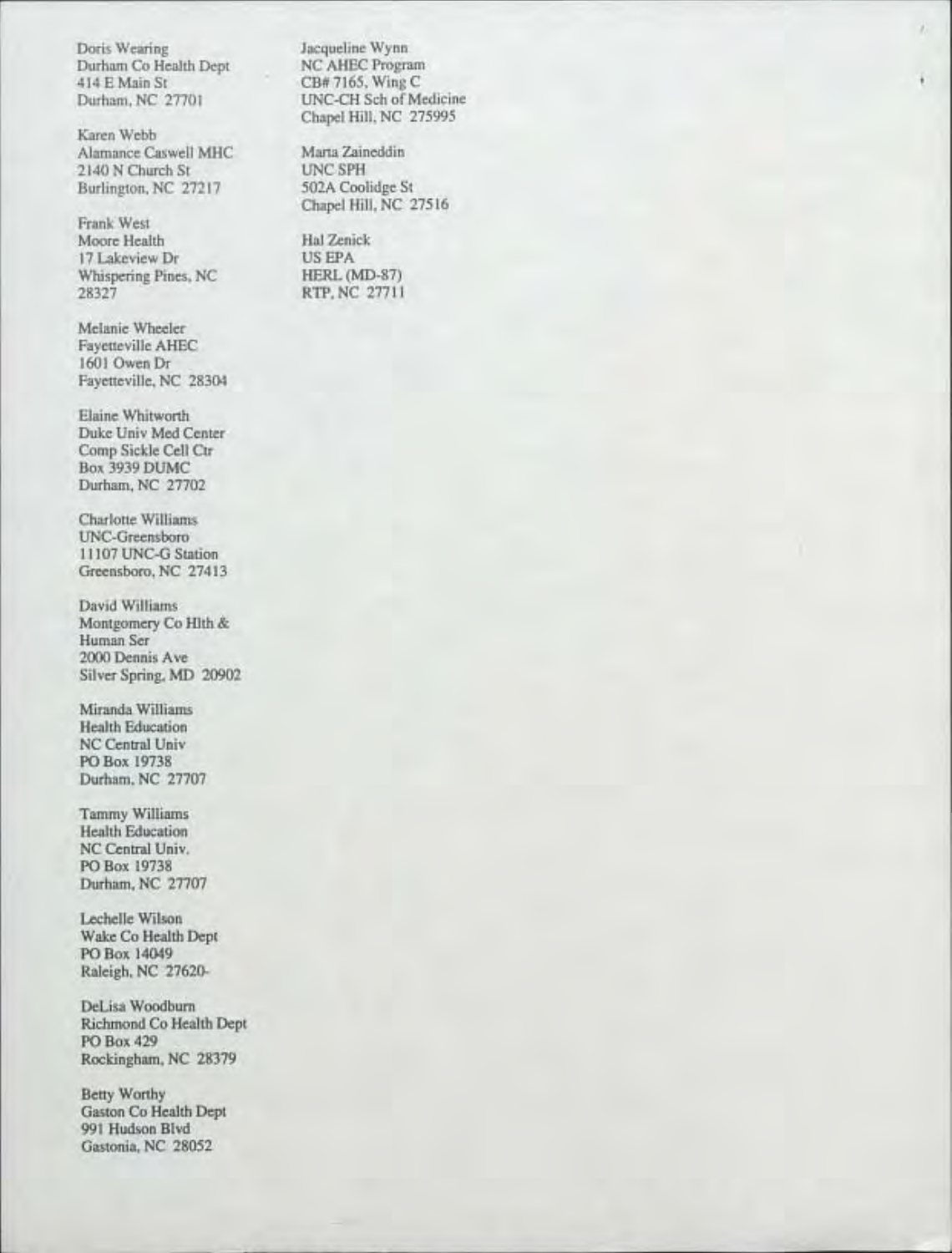Doris Wearing
Durham Co Health Dept
414 E Main St
Durham, NC 27701

Karen Webb
Alamance Caswell MHC
2140 N Church St
Burlington, NC 27217

Frank West
Moore Health
17 Lakeview Dr
Whispering Pines, NC
28327

Melanie Wheeler
Fayetteville AHEC
1601 Owen Dr
Fayetteville, NC 28304

Elaine Whitworth
Duke Univ Med Center
Comp Sickle Cell Ctr
Box 3939 DUMC
Durham, NC 27702

Charlotte Williams
UNC-Greensboro
11107 UNC-G Station
Greensboro, NC 27413

David Williams
Montgomery Co Hlth &
Human Ser
2000 Dennis Ave
Silver Spring, MD 20902

Miranda Williams
Health Education
NC Central Univ
PO Box 19738
Durham, NC 27707

Tammy Williams
Health Education
NC Central Univ.
PO Box 19738
Durham, NC 27707

Lechelle Wilson
Wake Co Health Dept
PO Box 14049
Raleigh, NC 27620-

DeLisa Woodburn
Richmond Co Health Dept
PO Box 429
Rockingham, NC 28379

Betty Worthy
Gaston Co Health Dept
991 Hudson Blvd
Gastonia, NC 28052

Jacqueline Wynn
NC AHEC Program
CB# 7165, Wing C
UNC-CH Sch of Medicine
Chapel Hill, NC 275995

Marta Zaineddin
UNC SPH
502A Coolidge St
Chapel Hill, NC 27516

Hal Zenick
US EPA
HERL (MD-87)
RTP, NC 27711